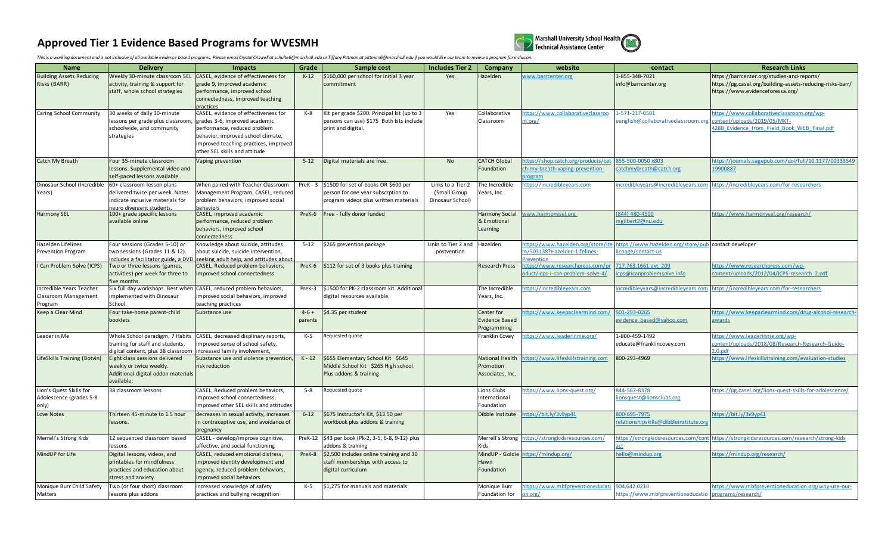# Approved Tier 1 Evidence Based Programs for WVESMH

Marshall University School Health Technical Assistance Center

*This is a working document and is not inclusive of all available evidence based programs. Please email Crystal Criswell at schulte6@marshall.edu or Tiffany Pittman at pittman6@marshall.edu if you would like our team to review a program for inclusion.*

| Name | Delivery | Impacts | Grade | Sample cost | Includes Tier 2 | Company | website | contact | Research Links |
|---|---|---|---|---|---|---|---|---|---|
| Building Assets Reducing Risks (BARR) | Weekly 30-minute classroom SEL activity, training & support for staff, whole school strategies | CASEL, evidence of effectiveness for grade 9, improved academic performance, improved school connectedness, improved teaching practices | K-12 | $160,000 per school for initial 3 year commitment | Yes | Hazelden | www.barrcenter.org | 1-855-348-7021 info@barrcenter.org | https://barrcenter.org/studies-and-reports/ https://pg.casel.org/building-assets-reducing-risks-barr/ https://www.evidenceforessa.org/ |
| Caring School Community | 30 weeks of daily 30-minute lessons per grade plus classroom, schoolwide, and community strategies | CASEL, evidence of effectiveness for grades 3-6, improved academic performance, reduced problem behavior, improved school climate, improved teaching practices, improved other SEL skills and attitude | K-8 | Kit per grade $200. Principal kit (up to 3 persons can use) $175 Both kits include print and digital. | Yes | Collaborative Classroom | https://www.collaborativeclassroom.org/ | 1-571-217-0501 eenglish@collaborativeclassroom.org | https://www.collaborativeclassroom.org/wp-content/uploads/2019/05/MKT-4288_Evidence_from_Field_Book_WEB_Final.pdf |
| Catch My Breath | Four 35-minute classroom lessons. Supplemental video and self-paced lessons available. | Vaping prevention | 5-12 | Digital materials are free. | No | CATCH Global Foundation | https://shop.catch.org/products/catch-my-breath-vaping-prevention-program | 855-500-0050 x803 catchmybreath@catch.org | https://journals.sagepub.com/doi/full/10.1177/0033354919900887 |
| Dinosaur School (Incredible Years) | 60+ classroom lesson plans delivered twice per week. Notes indicate inclusive materials for neuro divergent students. | When paired with Teacher Classroom Management Program, CASEL, reduced problem behaviors, improved social behaviors | PreK - 3 | $1500 for set of books OR $600 per person for one year subscrption to program videos plus written materials | Links to a Tier 2 (Small Group Dinosaur School) | The Incredible Years, Inc. | https://incredibleyears.com | incredibleyears@incredibleyears.com | https://incredibleyears.com/for-researchers |
| Harmony SEL | 100+ grade specific lessons available online | CASEL, improved academic performance, reduced problem behaviors, improved school connectedness | PreK-6 | Free - fully donor funded | | Harmony Social & Emotional Learning | www.harmonysel.org | (844) 480-4500 mgilbert2@nu.edu | https://www.harmonysel.org/research/ |
| Hazelden Lifelines Prevention Program | Four sessions (Grades 5-10) or two sessions (Grades 11 & 12). Includes a facilitator guide, a DVD | Knowledge about suicide, attitudes about suicide, intention to intervention, seeking adult help, and attitudes about | 5-12 | $265 prevention package | Links to Tier 2 and postvention | Hazelden | https://www.hazelden.org/store/item/503138?Hazelden-Lifelines-Prevention | https://www.hazelden.org/store/publicpage/contact-us | contact developer |
| I Can Problem Solve (ICPS) | Two or three lessons (games, activities) per week for three to five months. | CASEL, Reduced problem behaviors, Improved school connectedness | PreK-6 | $112 for set of 3 books plus training | | Research Press | https://www.researchpress.com/product/icps-i-can-problem-solve-4/ | 717.763.1661 ext. 209 icps@icanproblemsolve.info | https://www.researchpress.com/wp-content/uploads/2012/04/ICPS-research_2.pdf |
| Incredible Years Teacher Classroom Management Program | Six full day workshops. Best when implemented with Dinosaur School. | CASEL, reduced problem behaviors, improved social behaviors, improved teaching practices | PreK-3 | $1500 for PK-2 classroom kit. Additional digital resources available. | | The Incredible Years, Inc. | https://incredibleyears.com | incredibleyears@incredibleyears.com | https://incredibleyears.com/for-researchers |
| Keep a Clear Mind | Four take-home parent-child booklets | Substance use | 4-6 + parents | $4.35 per student | | Center for Evidence Based Programming | https://www.keepaclearmind.com/ | 501-293-0265 evidence_based@yahoo.com | https://www.keepaclearmind.com/drug-alcohol-research-awards |
| Leader in Me | Whole School paradigm, 7 Habits training for staff and students, digital content, plus 38 classroom | CASEL, decreased displinary reports, improved sense of school safety, increased family involvement, | K-5 | Requested quote | | Franklin Covey | https://www.leaderinme.org/ | 1-800-459-1492 educate@franklincovey.com | https://www.leaderinme.org/wp-content/uploads/2018/08/Research-Research-Guide-2.0.pdf |
| LifeSkills Training (Botvin) | Eight class sessions delivered weekly or twice weekly. Additional digital addon materials available. | Substance use and violence prevention, risk reduction | K - 12 | $655 Elementary School Kit $645 Middle School Kit $265 High school. Plus addons & training | | National Health Promotion Associates, Inc. | https://www.lifeskillstraining.com | 800-293-4969 | https://www.lifeskillstraining.com/evaluation-studies |
| Lion's Quest Skills for Adolescence (grades 5-8 only) | 38 classroom lessons | CASEL, Reduced problem behaviors, Improved school connectedness, Improved other SEL skills and attitudes | 5-8 | Requested quote | | Lions Clubs International Foundation | https://www.lions-quest.org/ | 844-567-8378 lionsquest@lionsclubs.org | https://pg.casel.org/lions-quest-skills-for-adolescence/ |
| Love Notes | Thirteen 45-minute to 1.5 hour lessons. | decreases in sexual activity, increases in contraceptive use, and avoidance of pregnancy | 6-12 | $675 Instructor's Kit, $13.50 per workbook plus addons & training | | Dibble Institute | https://bit.ly/3v9yp41 | 800-695-7975 relationshipskills@dibbleinstitute.org | https://bit.ly/3v9yp41 |
| Merrell's Strong Kids | 12 sequenced classroom based lessons | CASEL - develop/improve cognitive, affective, and social functioning | PreK-12 | $43 per book (Pk-2, 3-5, 6-8, 9-12) plus addons & training | | Merrell's Strong Kids | https://strongkidsresources.com/ | https://strongkidsresources.com/contact | https://strongkidsresources.com/research/strong-kids |
| MindUP for Life | Digital lessons, videos, and printables for mindfulness practices and education about stress and anxiety. | CASEL, reduced emotional distress, improved identity development and agency, reduced problem behaviors, improved social behaviors | PreK-8 | $2,500 includes online training and 30 staff memberships with access to digital curriculum | | MindUP - Goldie Hawn Foundation | https://mindup.org/ | hello@mindup.org | https://mindup.org/research/ |
| Monique Burr Child Safety Matters | Two (or four short) classroom lessons plus addons | Increased knowledge of safety practices and bullying recognition | K-5 | $1,275 for manuals and materials | | Monique Burr Foundation for | https://www.mbfpreventioneducation.org/ | 904.642.0210 https://www.mbfpreventioneducatio | https://www.mbfpreventioneducation.org/why-use-our-programs/research/ |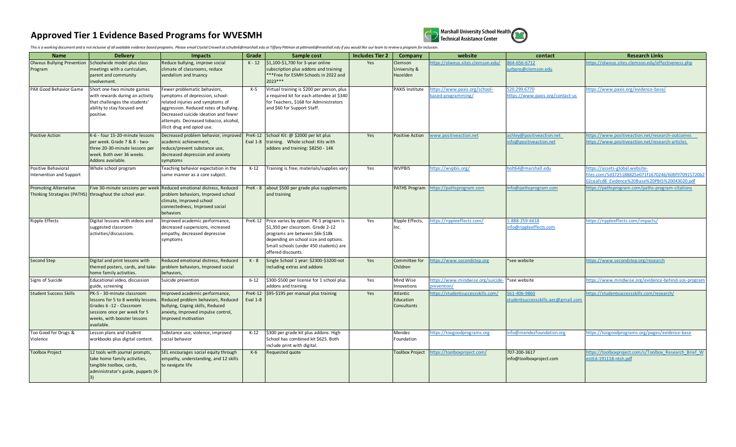# Approved Tier 1 Evidence Based Programs for WVESMH

Marshall University School Health Technical Assistance Center

*This is a working document and is not inclusive of all available evidence based programs. Please email Crystal Criswell at schulte6@marshall.edu or Tiffany Pittman at pittman6@marshall.edu if you would like our team to review a program for inclusion.*

| Name | Delivery | Impacts | Grade | Sample cost | Includes Tier 2 | Company | website | contact | Research Links |
|---|---|---|---|---|---|---|---|---|---|
| Olweus Bullying Prevention Program | Schoolwide model plus class meetings with a curriculum, parent and community involvement. | Reduce bullying, improve social climate of classrooms, reduce vandalism and truancy | K - 12 | $1,100-$1,700 for 3-year online subscription plus addons and training ***Free for ESMH Schools in 2022 and 2023*** | Yes | Clemson University & Hazelden | https://olweus.sites.clemson.edu/ | 864-656-6712 jurbans@clemson.edu | https://olweus.sites.clemson.edu/effectiveness.php |
| PAX Good Behavior Game | Short one-two minute games with rewards during an activity that challenges the students' ability to stay focused and positive. | Fewer problematic behaviors, symptoms of depression, school-related injuries and symptoms of aggression. Reduced rates of bullying. Decreased suicide ideation and fewer attempts. Decreased tobacco, alcohol, illicit drug and opiod use. | K-5 | Virtual training is $200 per person, plus a required kit for each attendee at $340 for Teachers, $168 for Administrators and $60 for Support Staff. | | PAXIS Institute | https://www.paxis.org/school-based-programming/ | 520.299.6770 https://www.paxis.org/contact-us | https://www.paxis.org/evidence-base/ |
| Positive Action | K-6 - four 15-20-minute lessons per week. Grade 7 & 8 - two-three 20-30-minute lessons per week. Both over 36 weeks. Addons available. | Decreased problem behavior, improved academic achievement, reduce/prevent substance use, decreased depression and anxiety symptoms | PreK-12 Eval 1-8 | School Kit: @ $2000 per kit plus training. Whole school: Kits with addons and training: $8250 - 14K | Yes | Positive Action | www.positiveaction.net | ashley@positiveaction.net info@positiveaction.net | https://www.positiveaction.net/research-outcomes https://www.positiveaction.net/research-articles |
| Positive Behavioral Intervention and Support | Whole school program | Teaching behavior expectation in the same manner as a core subject. | K-12 | Training is free; materials/supplies vary | Yes | WVPBIS | https://wvpbis.org/ | holt64@marshall.edu | https://assets-global.website-files.com/5d3725188825e071f1670246/60bf970915720b202ceafcd8_Evidence%20Base%20PBIS%20043020.pdf |
| Promoting Alternative Thinking Strategies (PATHS) | Five 30-minute sessions per week throughout the school year. | Reduced emotional distress, Reduced problem behaviors, Improved school climate, Improved school connectedness, Improved social behaviors | PreK - 8 | about $500 per grade plus supplements and training | | PATHS Program | https://pathsprogram.com | Info@pathsprogram.com | https://pathsprogram.com/paths-program-citations |
| Ripple Effects | Digital lessons with videos and suggested classroom activities/discussions. | Improved academic performance, decreased suspensions, increased empathy, decreased depressive symptoms | PreK-12 | Price varies by option. PK-1 program is $1,350 per classroom. Grade 2-12 programs are between $6k-$18k depending on school size and options. Small schools (under 450 students) are offered discounts. | Yes | Ripple Effects, Inc. | https://rippleeffects.com/ | 1-888-259-6618 info@rippleeffects.com | https://rippleeffects.com/impacts/ |
| Second Step | Digital and print lessons with themed posters, cards, and take-home family activities. | Reduced emotional distress, Reduced problem behaviors, Improved social behaviors, | K - 8 | Single School 1 year: $2300-$3200 not including extras and addons | Yes | Committee for Children | https://www.secondstep.org | *see website | https://www.secondstep.org/research |
| Signs of Suicide | Educational video, discussion guide, screening | Suicide prevention | 6-12 | $300-$500 per license for 1 school plus addons and training | Yes | Mind Wise Innovations | https://www.mindwise.org/suicide-prevention/ | *see website | https://www.mindwise.org/evidence-behind-sos-program |
| Student Success Skills | PK-5 - 30-minute student lessons for 5 to 8 weekly lessons. Grades 6 -12 - Classroom sessions once per week for 5 weeks, with booster lessons available. | Improved academic performance, Reduced problem behaviors, Reduced bullying, Coping skills, Reduced anxiety, Improved impulse control, Improved motivation | PreK-12 Eval 1-8 | $95-$195 per manual plus training | Yes | Atlantic Education Consultants | https://studentsuccessskills.com/ | 561-406-9860 studentsuccessskills.aec@gmail.com | https://studentsuccessskills.com/research/ |
| Too Good for Drugs & Violence | Lesson plans and student workbooks plus digital content. | Substance use, violence, improved social behavior | K-12 | $300 per grade kit plus addons. High School has combined kit $625. Both include print with digital. | | Mendez Foundation | https://toogoodprograms.org | info@mendezfoundation.org | https://toogoodprograms.org/pages/evidence-base |
| Toolbox Project | 12 tools with journal prompts, take home family activities, tangible toolbox, cards, administrator's guide, puppets (K-3) | SEL encourages social equity through empathy, understanding, and 12 skills to navigate life | K-6 | Requested quote | | Toolbox Project | https://toolboxproject.com/ | 707-200-3617 info@toolboxproject.com | https://toolboxproject.com/s/Toolbox_Research_Brief_WestEd-191118-ntsh.pdf |